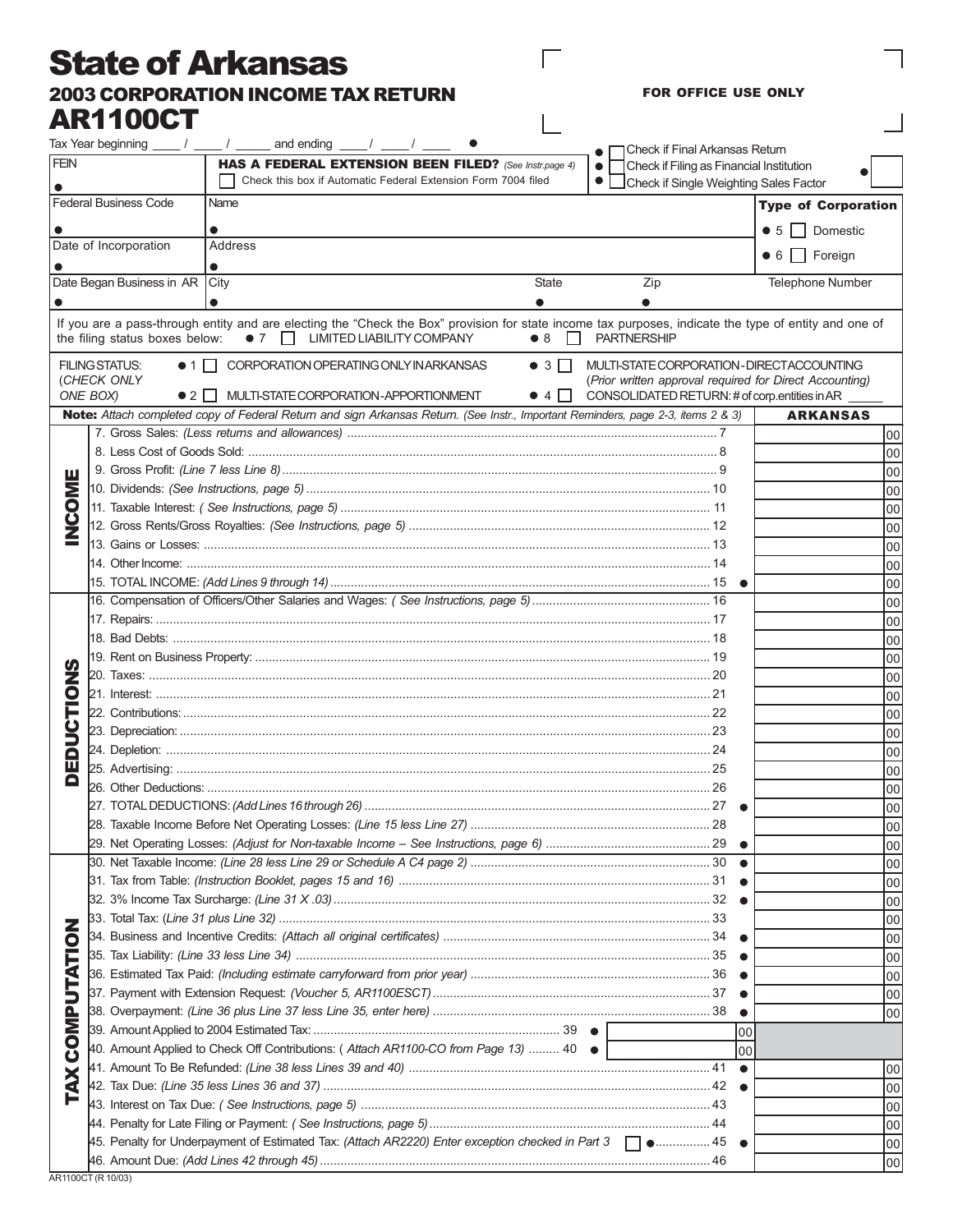# State of Arkansas

## 2003 CORPORATION INCOME TAX RETURN

## AR1100CT

FOR OFFICE USE ONLY

Tax Year beginning ____ / ____ / _____ and ending ____ / ____ / ____ ●

● ☐ Check if Final Arkansas Return

● ☐ Check if Filing as Financial Institution

● ☐ Check if Single Weighting Sales Factor

| FEIN | HAS A FEDERAL EXTENSION BEEN FILED? *(See Instr.page 4)* ☐ Check this box if Automatic Federal Extension Form 7004 filed | | | |
|---|---|---|---|---|
| ● | | | | |
| Federal Business Code | Name | | | **Type of Corporation** |
| ● | ● | | | ● 5 ☐ Domestic |
| Date of Incorporation | Address | | | ● 6 ☐ Foreign |
| ● | ● | | | |
| Date Began Business in AR | City | State | Zip | Telephone Number |
| ● | ● | ● | ● | |

If you are a pass-through entity and are electing the "Check the Box" provision for state income tax purposes, indicate the type of entity and one of the filing status boxes below: ● 7 ☐ LIMITED LIABILITY COMPANY ● 8 ☐ PARTNERSHIP

FILING STATUS: *(CHECK ONLY ONE BOX)*
- ● 1 ☐ CORPORATION OPERATING ONLY IN ARKANSAS
- ● 2 ☐ MULTI-STATE CORPORATION - APPORTIONMENT
- ● 3 ☐ MULTI-STATE CORPORATION - DIRECT ACCOUNTING (*Prior written approval required for Direct Accounting*)
- ● 4 ☐ CONSOLIDATED RETURN: # of corp.entities in AR _____

**Note:** *Attach completed copy of Federal Return and sign Arkansas Return. (See Instr., Important Reminders, page 2-3, items 2 & 3)*

| Section | Line | | ARKANSAS |
|---|---|---|---|
| INCOME | 7. Gross Sales: *(Less returns and allowances)* | 7 | 00 |
| | 8. Less Cost of Goods Sold: | 8 | 00 |
| | 9. Gross Profit: *(Line 7 less Line 8)* | 9 | 00 |
| | 10. Dividends: *(See Instructions, page 5)* | 10 | 00 |
| | 11. Taxable Interest: *( See Instructions, page 5)* | 11 | 00 |
| | 12. Gross Rents/Gross Royalties: *(See Instructions, page 5)* | 12 | 00 |
| | 13. Gains or Losses: | 13 | 00 |
| | 14. Other Income: | 14 | 00 |
| | 15. TOTAL INCOME: *(Add Lines 9 through 14)* | 15 ● | 00 |
| DEDUCTIONS | 16. Compensation of Officers/Other Salaries and Wages: *( See Instructions, page 5)* | 16 | 00 |
| | 17. Repairs: | 17 | 00 |
| | 18. Bad Debts: | 18 | 00 |
| | 19. Rent on Business Property: | 19 | 00 |
| | 20. Taxes: | 20 | 00 |
| | 21. Interest: | 21 | 00 |
| | 22. Contributions: | 22 | 00 |
| | 23. Depreciation: | 23 | 00 |
| | 24. Depletion: | 24 | 00 |
| | 25. Advertising: | 25 | 00 |
| | 26. Other Deductions: | 26 | 00 |
| | 27. TOTAL DEDUCTIONS: *(Add Lines 16 through 26)* | 27 ● | 00 |
| | 28. Taxable Income Before Net Operating Losses: *(Line 15 less Line 27)* | 28 | 00 |
| | 29. Net Operating Losses: *(Adjust for Non-taxable Income – See Instructions, page 6)* | 29 ● | 00 |
| TAX COMPUTATION | 30. Net Taxable Income: *(Line 28 less Line 29 or Schedule A C4 page 2)* | 30 ● | 00 |
| | 31. Tax from Table: *(Instruction Booklet, pages 15 and 16)* | 31 ● | 00 |
| | 32. 3% Income Tax Surcharge: *(Line 31 X .03)* | 32 ● | 00 |
| | 33. Total Tax: (*Line 31 plus Line 32)* | 33 | 00 |
| | 34. Business and Incentive Credits: *(Attach all original certificates)* | 34 ● | 00 |
| | 35. Tax Liability: *(Line 33 less Line 34)* | 35 ● | 00 |
| | 36. Estimated Tax Paid: *(Including estimate carryforward from prior year)* | 36 ● | 00 |
| | 37. Payment with Extension Request: *(Voucher 5, AR1100ESCT)* | 37 ● | 00 |
| | 38. Overpayment: *(Line 36 plus Line 37 less Line 35, enter here)* | 38 ● | 00 |
| | 39. Amount Applied to 2004 Estimated Tax: | 39 ● ____ 00 | |
| | 40. Amount Applied to Check Off Contributions: ( *Attach AR1100-CO from Page 13)* | 40 ● ____ 00 | |
| | 41. Amount To Be Refunded: *(Line 38 less Lines 39 and 40)* | 41 ● | 00 |
| | 42. Tax Due: *(Line 35 less Lines 36 and 37)* | 42 ● | 00 |
| | 43. Interest on Tax Due: *( See Instructions, page 5)* | 43 | 00 |
| | 44. Penalty for Late Filing or Payment: *( See Instructions, page 5)* | 44 | 00 |
| | 45. Penalty for Underpayment of Estimated Tax: *(Attach AR2220) Enter exception checked in Part 3* ☐ ● | 45 ● | 00 |
| | 46. Amount Due: *(Add Lines 42 through 45)* | 46 | 00 |

AR1100CT (R 10/03)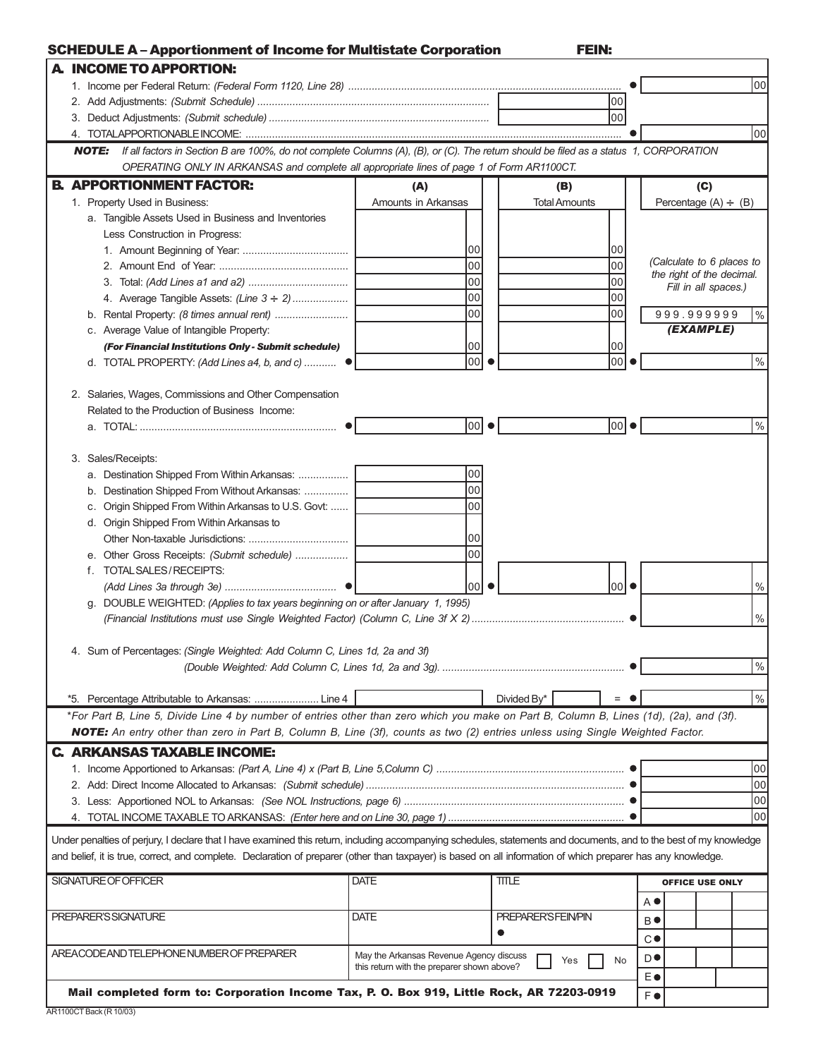## SCHEDULE A – Apportionment of Income for Multistate Corporation

**FEIN:**

### A. INCOME TO APPORTION:

| | | |
|---|---|---|
| 1. Income per Federal Return: *(Federal Form 1120, Line 28)* | | ● 00 |
| 2. Add Adjustments: *(Submit Schedule)* | 00 | |
| 3. Deduct Adjustments: *(Submit schedule)* | 00 | |
| 4. TOTAL APPORTIONABLE INCOME: | | ● 00 |

***NOTE:*** *If all factors in Section B are 100%, do not complete Columns (A), (B), or (C). The return should be filed as a status 1, CORPORATION OPERATING ONLY IN ARKANSAS and complete all appropriate lines of page 1 of Form AR1100CT.*

### B. APPORTIONMENT FACTOR:

| | (A) Amounts in Arkansas | (B) Total Amounts | (C) Percentage (A) ÷ (B) |
|---|---|---|---|
| 1. Property Used in Business: | | | |
| a. Tangible Assets Used in Business and Inventories Less Construction in Progress: | | | |
| 1. Amount Beginning of Year: | 00 | 00 | *(Calculate to 6 places to the right of the decimal. Fill in all spaces.)* |
| 2. Amount End of Year: | 00 | 00 | |
| 3. Total: *(Add Lines a1 and a2)* | 00 | 00 | |
| 4. Average Tangible Assets: *(Line 3 ÷ 2)* | 00 | 00 | |
| b. Rental Property: *(8 times annual rent)* | 00 | 00 | 999.999999 % ***(EXAMPLE)*** |
| c. Average Value of Intangible Property: ***(For Financial Institutions Only - Submit schedule)*** | 00 | 00 | |
| d. TOTAL PROPERTY: *(Add Lines a4, b, and c)* | ● 00 | ● 00 | ● % |
| 2. Salaries, Wages, Commissions and Other Compensation Related to the Production of Business Income: | | | |
| a. TOTAL: | ● 00 | ● 00 | ● % |
| 3. Sales/Receipts: | | | |
| a. Destination Shipped From Within Arkansas: | 00 | | |
| b. Destination Shipped From Without Arkansas: | 00 | | |
| c. Origin Shipped From Within Arkansas to U.S. Govt: | 00 | | |
| d. Origin Shipped From Within Arkansas to Other Non-taxable Jurisdictions: | 00 | | |
| e. Other Gross Receipts: *(Submit schedule)* | 00 | | |
| f. TOTAL SALES / RECEIPTS: *(Add Lines 3a through 3e)* | ● 00 | ● 00 | ● % |
| g. DOUBLE WEIGHTED: *(Applies to tax years beginning on or after January 1, 1995) (Financial Institutions must use Single Weighted Factor) (Column C, Line 3f X 2)* | | | ● % |
| 4. Sum of Percentages: *(Single Weighted: Add Column C, Lines 1d, 2a and 3f) (Double Weighted: Add Column C, Lines 1d, 2a and 3g).* | | | ● % |
| *5. Percentage Attributable to Arkansas: Line 4 | | Divided By* = | ● % |

**For Part B, Line 5, Divide Line 4 by number of entries other than zero which you make on Part B, Column B, Lines (1d), (2a), and (3f).*

***NOTE:*** *An entry other than zero in Part B, Column B, Line (3f), counts as two (2) entries unless using Single Weighted Factor.*

### C. ARKANSAS TAXABLE INCOME:

| | |
|---|---|
| 1. Income Apportioned to Arkansas: *(Part A, Line 4) x (Part B, Line 5,Column C)* | ● 00 |
| 2. Add: Direct Income Allocated to Arkansas: *(Submit schedule)* | ● 00 |
| 3. Less: Apportioned NOL to Arkansas: *(See NOL Instructions, page 6)* | ● 00 |
| 4. TOTAL INCOME TAXABLE TO ARKANSAS: *(Enter here and on Line 30, page 1)* | ● 00 |

Under penalties of perjury, I declare that I have examined this return, including accompanying schedules, statements and documents, and to the best of my knowledge and belief, it is true, correct, and complete. Declaration of preparer (other than taxpayer) is based on all information of which preparer has any knowledge.

| | | | |
|---|---|---|---|
| SIGNATURE OF OFFICER | DATE | TITLE | OFFICE USE ONLY A ● |
| PREPARER'S SIGNATURE | DATE | PREPARER'S FEIN/PIN ● | B ● C ● |
| AREA CODE AND TELEPHONE NUMBER OF PREPARER | May the Arkansas Revenue Agency discuss this return with the preparer shown above? ☐ Yes ☐ No | | D ● E ● |
| **Mail completed form to: Corporation Income Tax, P. O. Box 919, Little Rock, AR 72203-0919** | | | F ● |

AR1100CT Back (R 10/03)